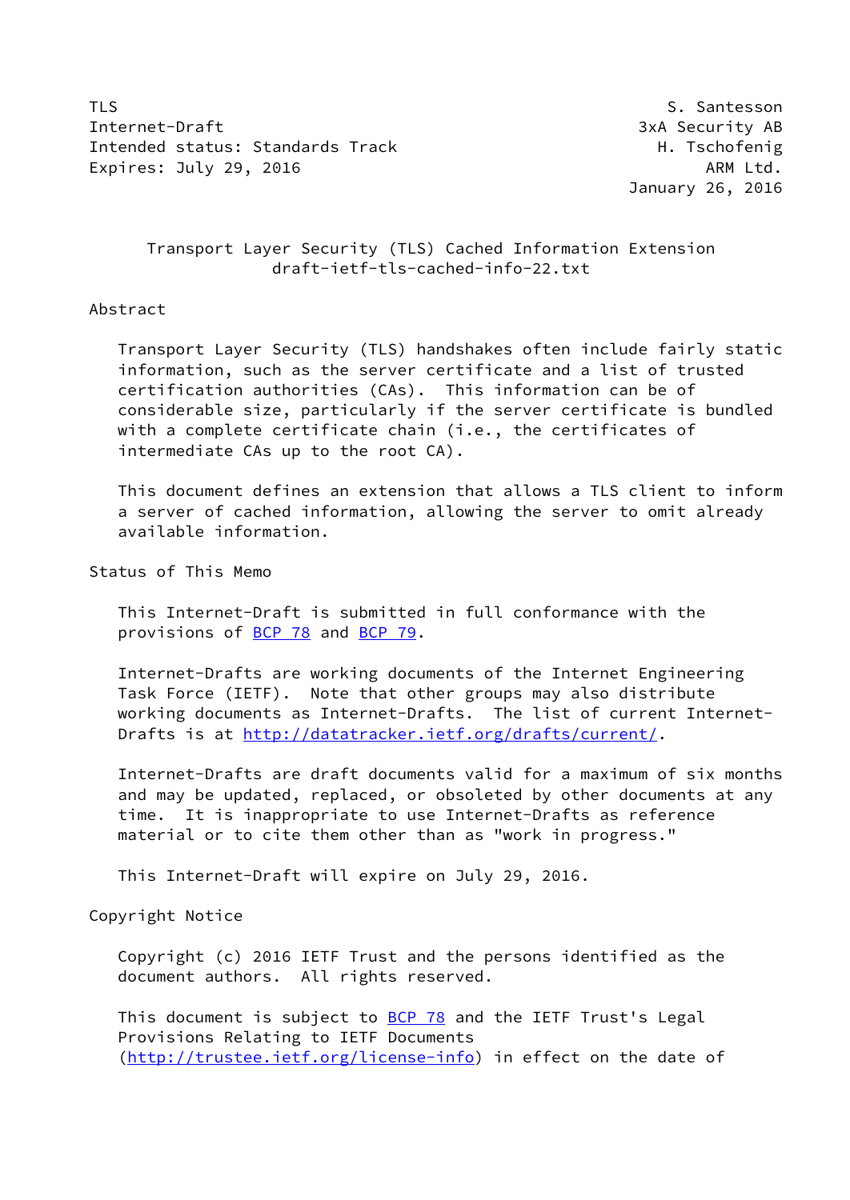TLS  S. Santesson
Internet-Draft  3xA Security AB
Intended status: Standards Track  H. Tschofenig
Expires: July 29, 2016  ARM Ltd.
January 26, 2016

# Transport Layer Security (TLS) Cached Information Extension
draft-ietf-tls-cached-info-22.txt

## Abstract

Transport Layer Security (TLS) handshakes often include fairly static information, such as the server certificate and a list of trusted certification authorities (CAs). This information can be of considerable size, particularly if the server certificate is bundled with a complete certificate chain (i.e., the certificates of intermediate CAs up to the root CA).

This document defines an extension that allows a TLS client to inform a server of cached information, allowing the server to omit already available information.

## Status of This Memo

This Internet-Draft is submitted in full conformance with the provisions of BCP 78 and BCP 79.

Internet-Drafts are working documents of the Internet Engineering Task Force (IETF). Note that other groups may also distribute working documents as Internet-Drafts. The list of current Internet-Drafts is at http://datatracker.ietf.org/drafts/current/.

Internet-Drafts are draft documents valid for a maximum of six months and may be updated, replaced, or obsoleted by other documents at any time. It is inappropriate to use Internet-Drafts as reference material or to cite them other than as "work in progress."

This Internet-Draft will expire on July 29, 2016.

## Copyright Notice

Copyright (c) 2016 IETF Trust and the persons identified as the document authors. All rights reserved.

This document is subject to BCP 78 and the IETF Trust's Legal Provisions Relating to IETF Documents (http://trustee.ietf.org/license-info) in effect on the date of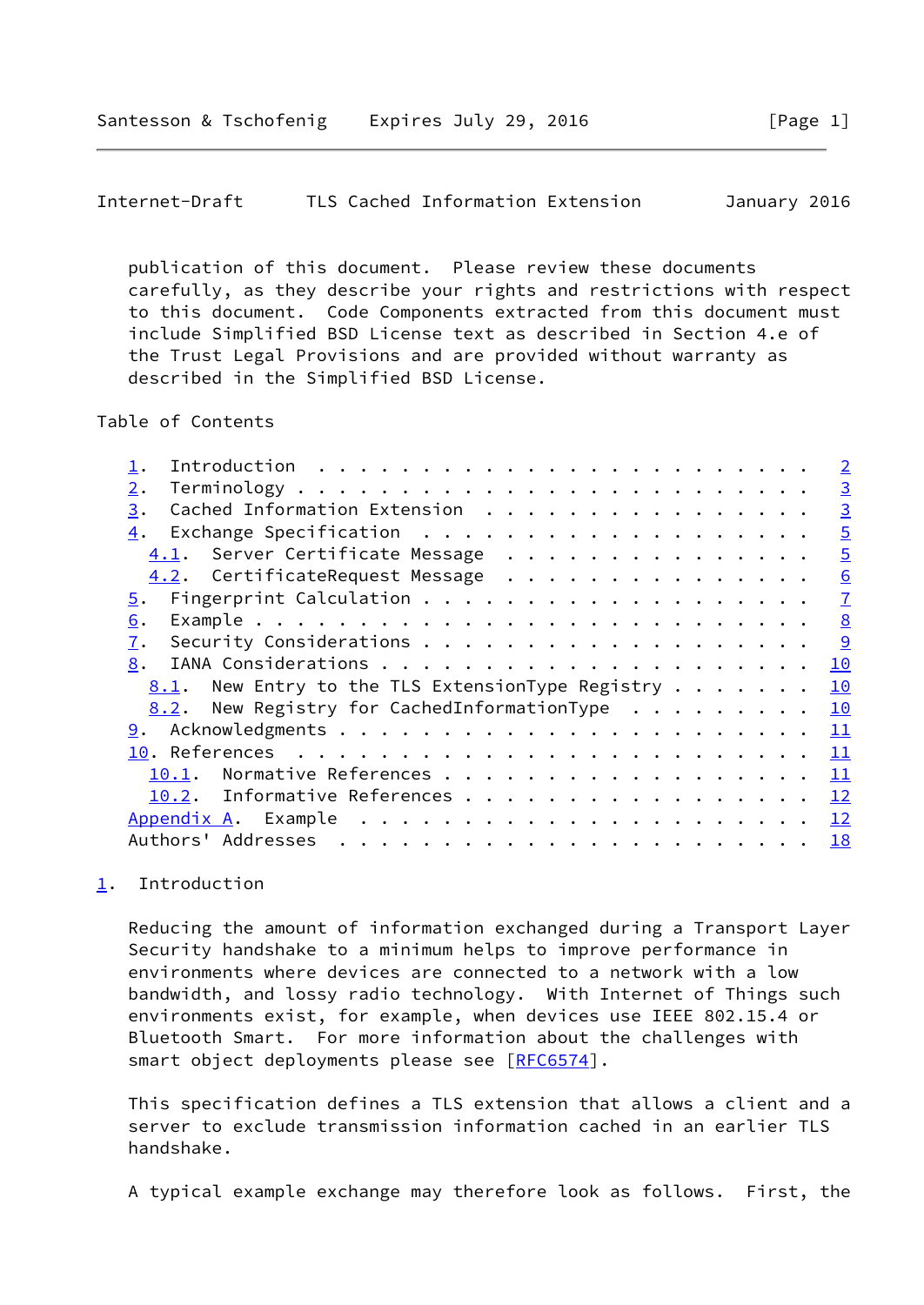publication of this document. Please review these documents carefully, as they describe your rights and restrictions with respect to this document. Code Components extracted from this document must include Simplified BSD License text as described in Section 4.e of the Trust Legal Provisions and are provided without warranty as described in the Simplified BSD License.

Table of Contents

```
   1.  Introduction  . . . . . . . . . . . . . . . . . . . . . . . .   2
   2.  Terminology . . . . . . . . . . . . . . . . . . . . . . . . .   3
   3.  Cached Information Extension  . . . . . . . . . . . . . . . .   3
   4.  Exchange Specification  . . . . . . . . . . . . . . . . . . .   5
     4.1.  Server Certificate Message  . . . . . . . . . . . . . . .   5
     4.2.  CertificateRequest Message  . . . . . . . . . . . . . . .   6
   5.  Fingerprint Calculation . . . . . . . . . . . . . . . . . . .   7
   6.  Example . . . . . . . . . . . . . . . . . . . . . . . . . . .   8
   7.  Security Considerations . . . . . . . . . . . . . . . . . . .   9
   8.  IANA Considerations . . . . . . . . . . . . . . . . . . . . .  10
     8.1.  New Entry to the TLS ExtensionType Registry . . . . . . .  10
     8.2.  New Registry for CachedInformationType  . . . . . . . . .  10
   9.  Acknowledgments . . . . . . . . . . . . . . . . . . . . . . .  11
   10. References  . . . . . . . . . . . . . . . . . . . . . . . . .  11
     10.1.  Normative References . . . . . . . . . . . . . . . . . .  11
     10.2.  Informative References . . . . . . . . . . . . . . . . .  12
   Appendix A.  Example  . . . . . . . . . . . . . . . . . . . . . .  12
   Authors' Addresses  . . . . . . . . . . . . . . . . . . . . . . .  18
```

## 1. Introduction

Reducing the amount of information exchanged during a Transport Layer Security handshake to a minimum helps to improve performance in environments where devices are connected to a network with a low bandwidth, and lossy radio technology. With Internet of Things such environments exist, for example, when devices use IEEE 802.15.4 or Bluetooth Smart. For more information about the challenges with smart object deployments please see [RFC6574].

This specification defines a TLS extension that allows a client and a server to exclude transmission information cached in an earlier TLS handshake.

A typical example exchange may therefore look as follows. First, the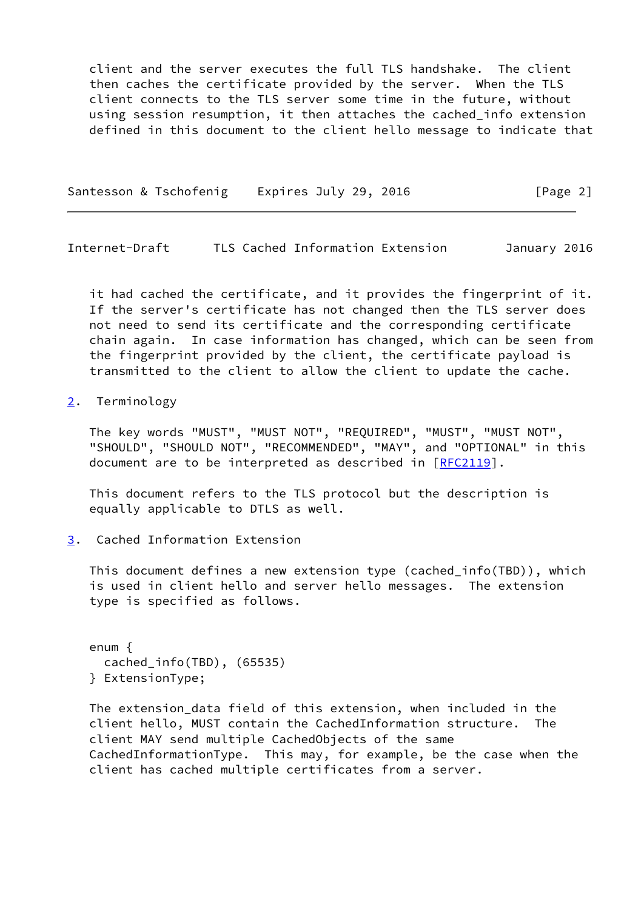client and the server executes the full TLS handshake. The client then caches the certificate provided by the server. When the TLS client connects to the TLS server some time in the future, without using session resumption, it then attaches the cached_info extension defined in this document to the client hello message to indicate that it had cached the certificate, and it provides the fingerprint of it. If the server's certificate has not changed then the TLS server does not need to send its certificate and the corresponding certificate chain again. In case information has changed, which can be seen from the fingerprint provided by the client, the certificate payload is transmitted to the client to allow the client to update the cache.

## 2. Terminology

The key words "MUST", "MUST NOT", "REQUIRED", "MUST", "MUST NOT", "SHOULD", "SHOULD NOT", "RECOMMENDED", "MAY", and "OPTIONAL" in this document are to be interpreted as described in [RFC2119].

This document refers to the TLS protocol but the description is equally applicable to DTLS as well.

## 3. Cached Information Extension

This document defines a new extension type (cached_info(TBD)), which is used in client hello and server hello messages. The extension type is specified as follows.

```
enum {
  cached_info(TBD), (65535)
} ExtensionType;
```

The extension_data field of this extension, when included in the client hello, MUST contain the CachedInformation structure. The client MAY send multiple CachedObjects of the same CachedInformationType. This may, for example, be the case when the client has cached multiple certificates from a server.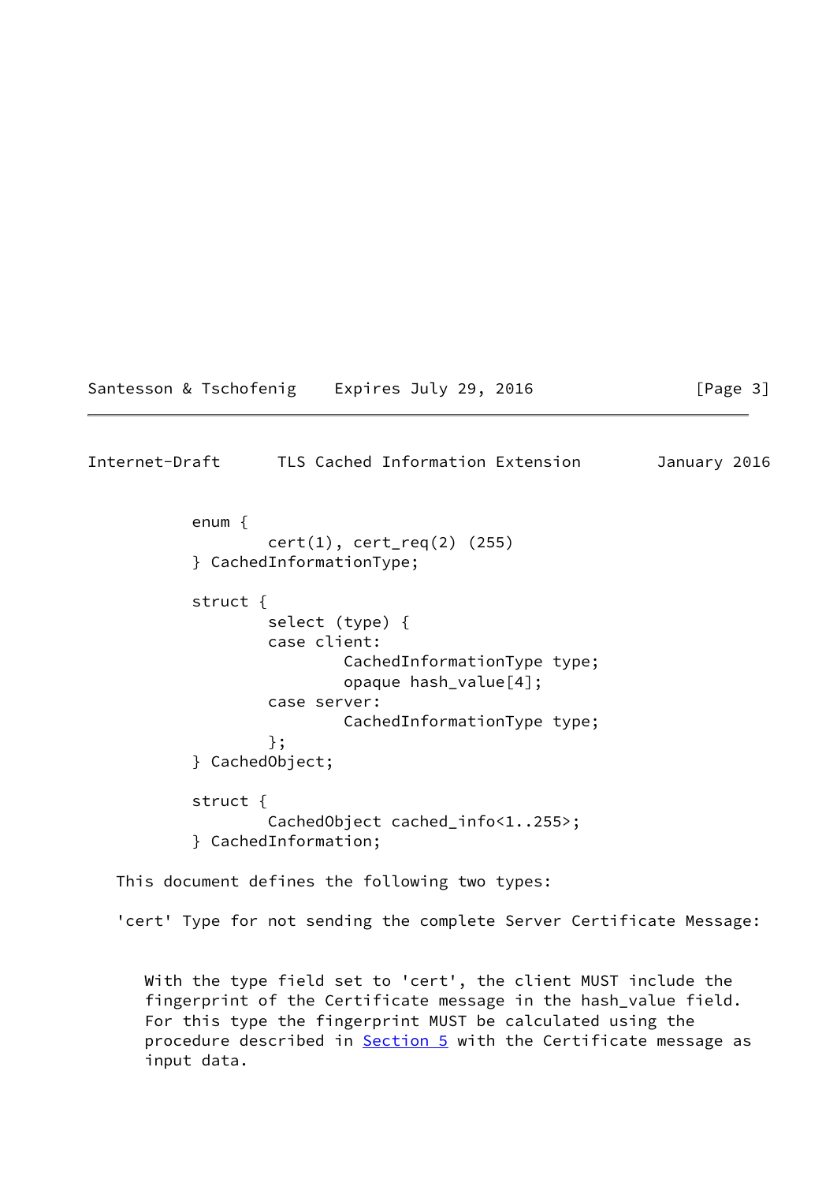```
enum {
        cert(1), cert_req(2) (255)
} CachedInformationType;

struct {
        select (type) {
        case client:
                CachedInformationType type;
                opaque hash_value[4];
        case server:
                CachedInformationType type;
        };
} CachedObject;

struct {
        CachedObject cached_info<1..255>;
} CachedInformation;
```

This document defines the following two types:

'cert' Type for not sending the complete Server Certificate Message:

With the type field set to 'cert', the client MUST include the fingerprint of the Certificate message in the hash_value field. For this type the fingerprint MUST be calculated using the procedure described in Section 5 with the Certificate message as input data.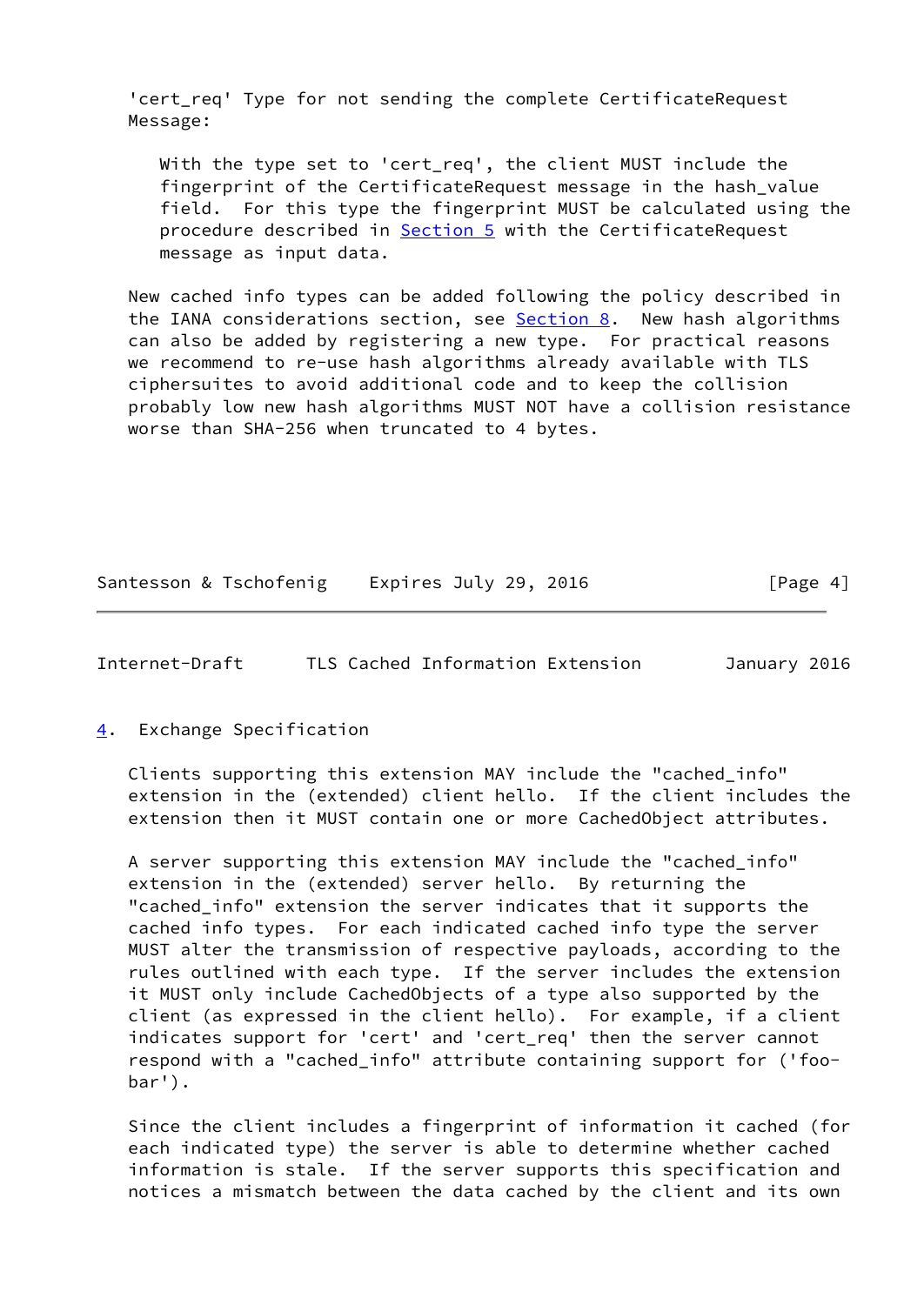'cert_req' Type for not sending the complete CertificateRequest Message:

> With the type set to 'cert_req', the client MUST include the fingerprint of the CertificateRequest message in the hash_value field. For this type the fingerprint MUST be calculated using the procedure described in Section 5 with the CertificateRequest message as input data.

New cached info types can be added following the policy described in the IANA considerations section, see Section 8. New hash algorithms can also be added by registering a new type. For practical reasons we recommend to re-use hash algorithms already available with TLS ciphersuites to avoid additional code and to keep the collision probably low new hash algorithms MUST NOT have a collision resistance worse than SHA-256 when truncated to 4 bytes.

## 4. Exchange Specification

Clients supporting this extension MAY include the "cached_info" extension in the (extended) client hello. If the client includes the extension then it MUST contain one or more CachedObject attributes.

A server supporting this extension MAY include the "cached_info" extension in the (extended) server hello. By returning the "cached_info" extension the server indicates that it supports the cached info types. For each indicated cached info type the server MUST alter the transmission of respective payloads, according to the rules outlined with each type. If the server includes the extension it MUST only include CachedObjects of a type also supported by the client (as expressed in the client hello). For example, if a client indicates support for 'cert' and 'cert_req' then the server cannot respond with a "cached_info" attribute containing support for ('foo-bar').

Since the client includes a fingerprint of information it cached (for each indicated type) the server is able to determine whether cached information is stale. If the server supports this specification and notices a mismatch between the data cached by the client and its own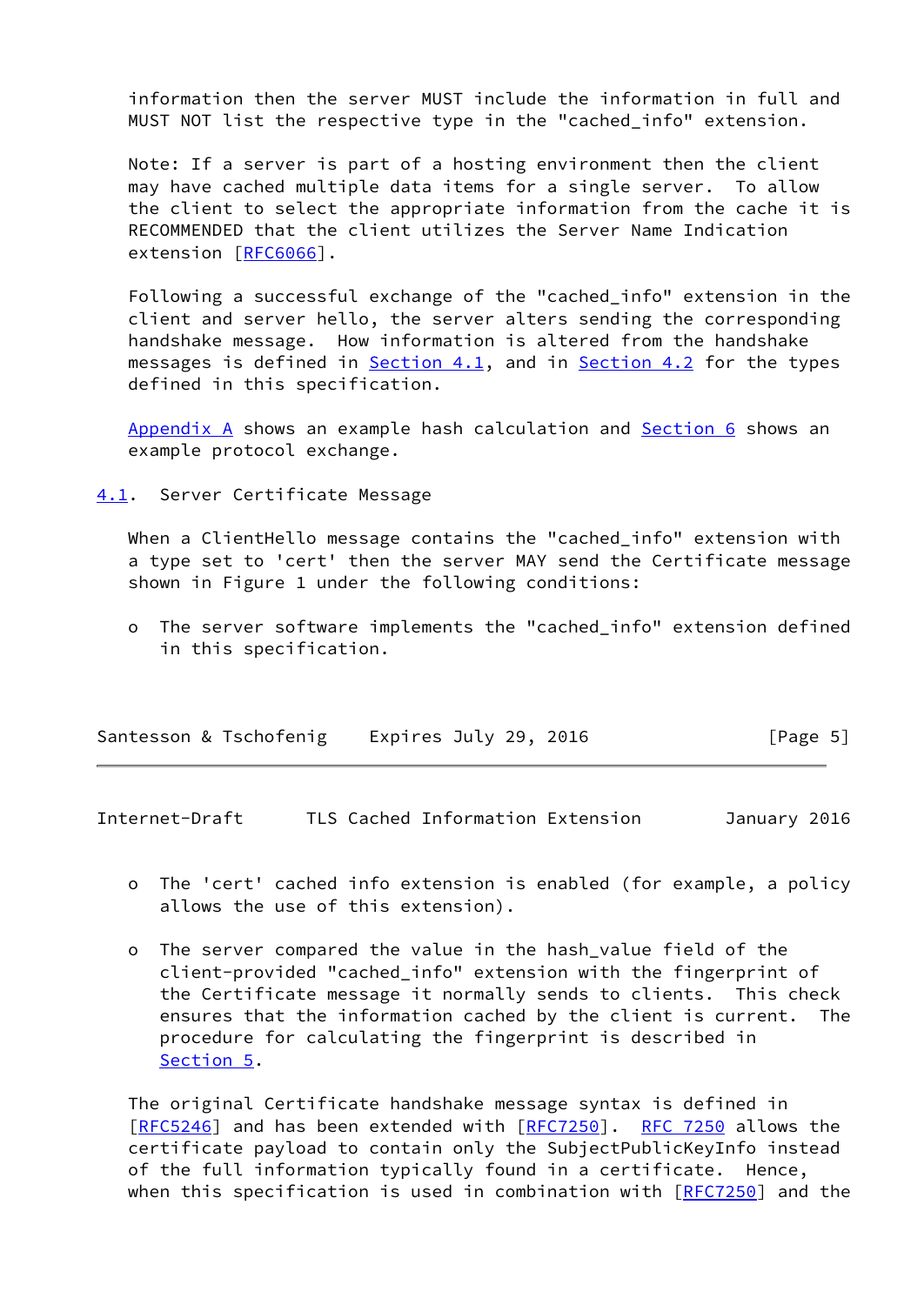information then the server MUST include the information in full and MUST NOT list the respective type in the "cached_info" extension.

Note: If a server is part of a hosting environment then the client may have cached multiple data items for a single server. To allow the client to select the appropriate information from the cache it is RECOMMENDED that the client utilizes the Server Name Indication extension [RFC6066].

Following a successful exchange of the "cached_info" extension in the client and server hello, the server alters sending the corresponding handshake message. How information is altered from the handshake messages is defined in Section 4.1, and in Section 4.2 for the types defined in this specification.

Appendix A shows an example hash calculation and Section 6 shows an example protocol exchange.

## 4.1. Server Certificate Message

When a ClientHello message contains the "cached_info" extension with a type set to 'cert' then the server MAY send the Certificate message shown in Figure 1 under the following conditions:

- The server software implements the "cached_info" extension defined in this specification.
- The 'cert' cached info extension is enabled (for example, a policy allows the use of this extension).
- The server compared the value in the hash_value field of the client-provided "cached_info" extension with the fingerprint of the Certificate message it normally sends to clients. This check ensures that the information cached by the client is current. The procedure for calculating the fingerprint is described in Section 5.

The original Certificate handshake message syntax is defined in [RFC5246] and has been extended with [RFC7250]. RFC 7250 allows the certificate payload to contain only the SubjectPublicKeyInfo instead of the full information typically found in a certificate. Hence, when this specification is used in combination with [RFC7250] and the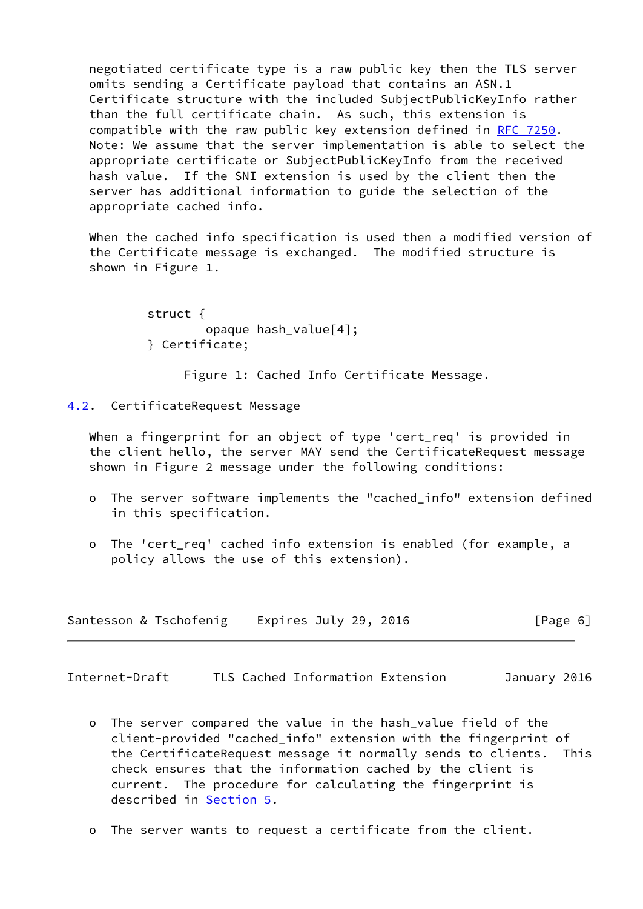negotiated certificate type is a raw public key then the TLS server omits sending a Certificate payload that contains an ASN.1 Certificate structure with the included SubjectPublicKeyInfo rather than the full certificate chain. As such, this extension is compatible with the raw public key extension defined in RFC 7250. Note: We assume that the server implementation is able to select the appropriate certificate or SubjectPublicKeyInfo from the received hash value. If the SNI extension is used by the client then the server has additional information to guide the selection of the appropriate cached info.

When the cached info specification is used then a modified version of the Certificate message is exchanged. The modified structure is shown in Figure 1.

```
struct {
        opaque hash_value[4];
} Certificate;
```

Figure 1: Cached Info Certificate Message.

## 4.2. CertificateRequest Message

When a fingerprint for an object of type 'cert_req' is provided in the client hello, the server MAY send the CertificateRequest message shown in Figure 2 message under the following conditions:

- The server software implements the "cached_info" extension defined in this specification.
- The 'cert_req' cached info extension is enabled (for example, a policy allows the use of this extension).
- The server compared the value in the hash_value field of the client-provided "cached_info" extension with the fingerprint of the CertificateRequest message it normally sends to clients. This check ensures that the information cached by the client is current. The procedure for calculating the fingerprint is described in Section 5.
- The server wants to request a certificate from the client.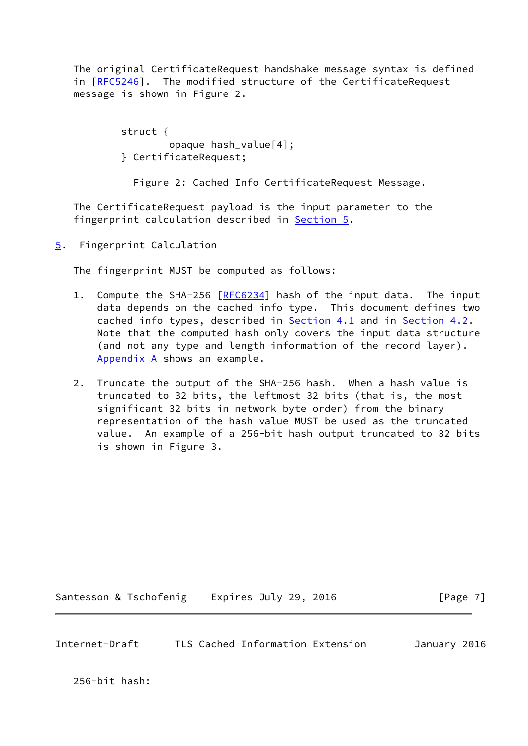The original CertificateRequest handshake message syntax is defined in [RFC5246]. The modified structure of the CertificateRequest message is shown in Figure 2.

```
struct {
        opaque hash_value[4];
} CertificateRequest;
```

Figure 2: Cached Info CertificateRequest Message.

The CertificateRequest payload is the input parameter to the fingerprint calculation described in Section 5.

## 5. Fingerprint Calculation

The fingerprint MUST be computed as follows:

1. Compute the SHA-256 [RFC6234] hash of the input data. The input data depends on the cached info type. This document defines two cached info types, described in Section 4.1 and in Section 4.2. Note that the computed hash only covers the input data structure (and not any type and length information of the record layer). Appendix A shows an example.

2. Truncate the output of the SHA-256 hash. When a hash value is truncated to 32 bits, the leftmost 32 bits (that is, the most significant 32 bits in network byte order) from the binary representation of the hash value MUST be used as the truncated value. An example of a 256-bit hash output truncated to 32 bits is shown in Figure 3.

256-bit hash: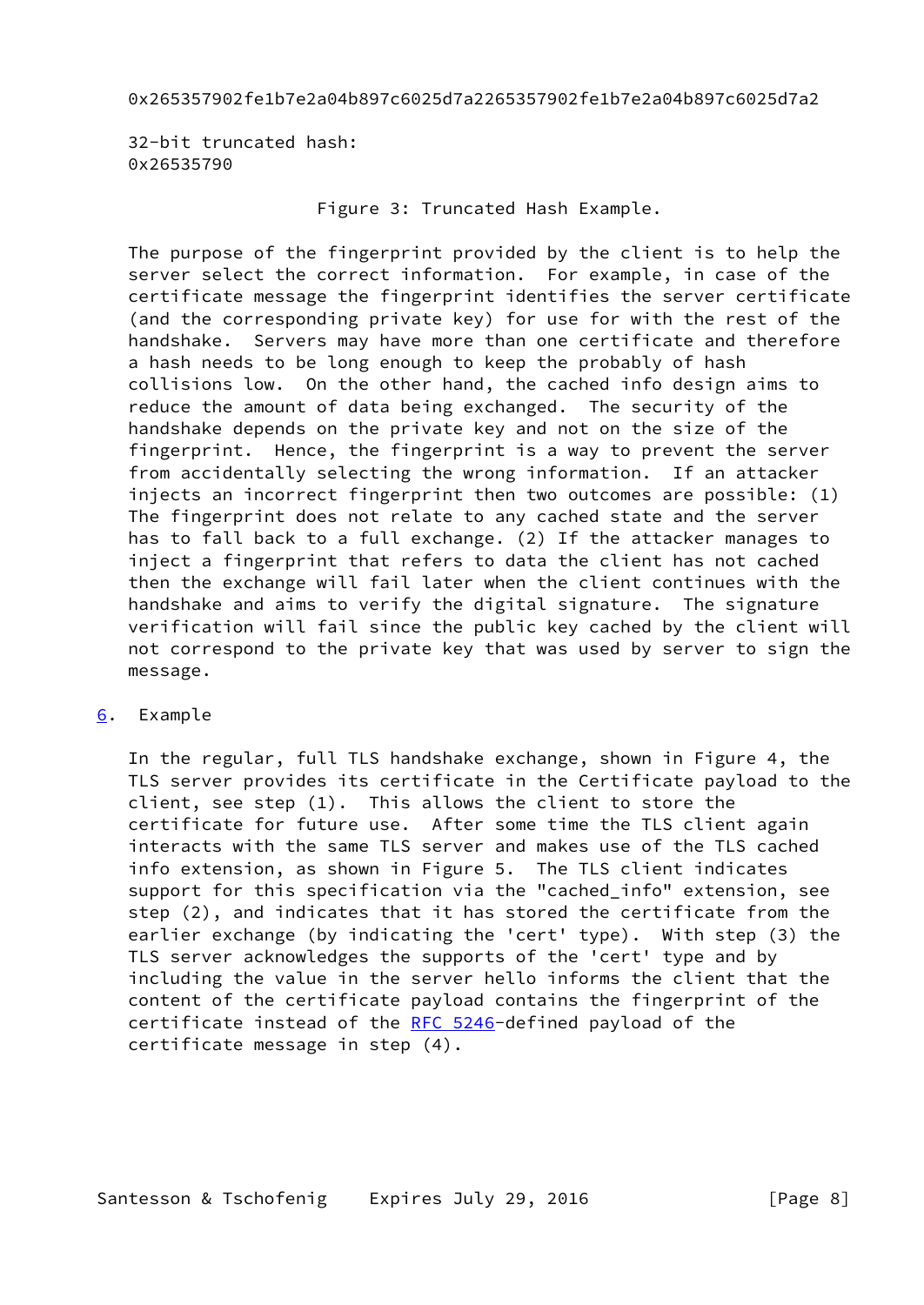0x265357902fe1b7e2a04b897c6025d7a2265357902fe1b7e2a04b897c6025d7a2

32-bit truncated hash:
0x26535790

Figure 3: Truncated Hash Example.

The purpose of the fingerprint provided by the client is to help the server select the correct information. For example, in case of the certificate message the fingerprint identifies the server certificate (and the corresponding private key) for use for with the rest of the handshake. Servers may have more than one certificate and therefore a hash needs to be long enough to keep the probably of hash collisions low. On the other hand, the cached info design aims to reduce the amount of data being exchanged. The security of the handshake depends on the private key and not on the size of the fingerprint. Hence, the fingerprint is a way to prevent the server from accidentally selecting the wrong information. If an attacker injects an incorrect fingerprint then two outcomes are possible: (1) The fingerprint does not relate to any cached state and the server has to fall back to a full exchange. (2) If the attacker manages to inject a fingerprint that refers to data the client has not cached then the exchange will fail later when the client continues with the handshake and aims to verify the digital signature. The signature verification will fail since the public key cached by the client will not correspond to the private key that was used by server to sign the message.

## 6. Example

In the regular, full TLS handshake exchange, shown in Figure 4, the TLS server provides its certificate in the Certificate payload to the client, see step (1). This allows the client to store the certificate for future use. After some time the TLS client again interacts with the same TLS server and makes use of the TLS cached info extension, as shown in Figure 5. The TLS client indicates support for this specification via the "cached_info" extension, see step (2), and indicates that it has stored the certificate from the earlier exchange (by indicating the 'cert' type). With step (3) the TLS server acknowledges the supports of the 'cert' type and by including the value in the server hello informs the client that the content of the certificate payload contains the fingerprint of the certificate instead of the RFC 5246-defined payload of the certificate message in step (4).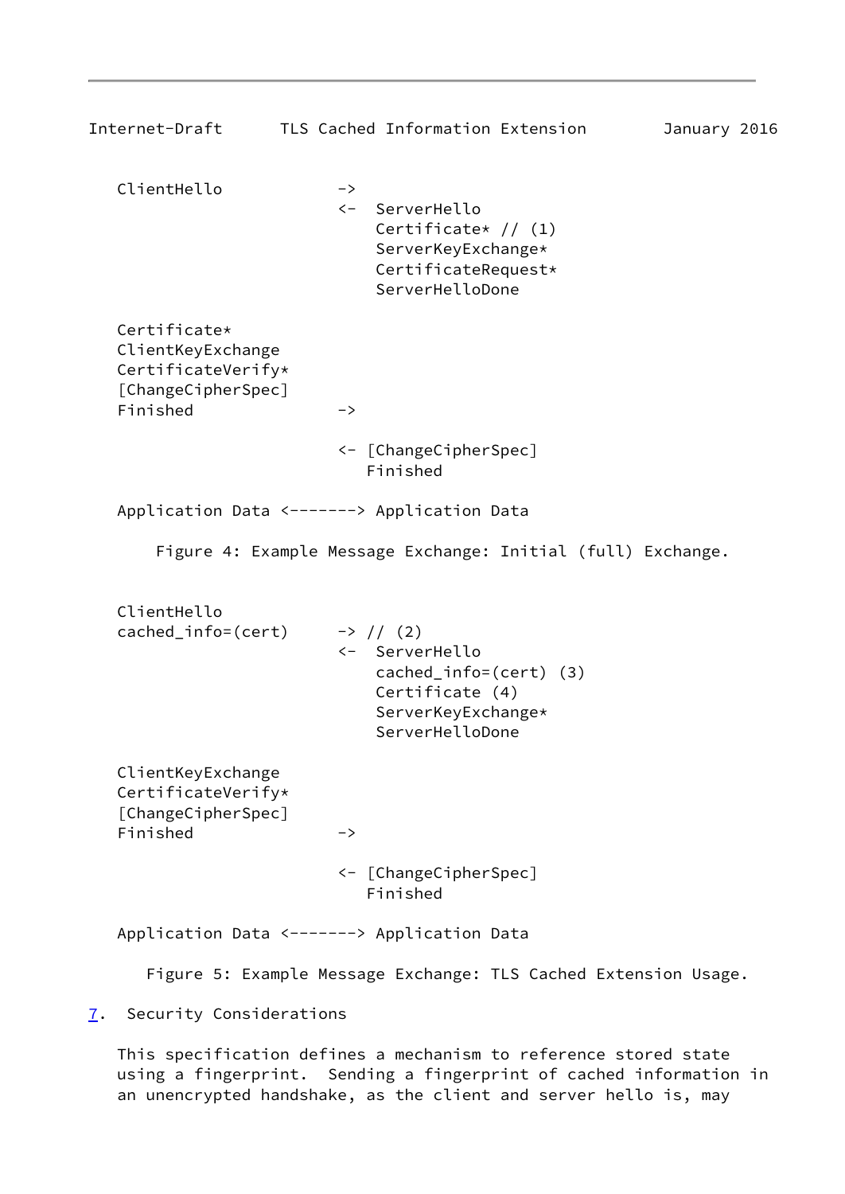```
   ClientHello            ->
                          <-  ServerHello
                              Certificate* // (1)
                              ServerKeyExchange*
                              CertificateRequest*
                              ServerHelloDone

   Certificate*
   ClientKeyExchange
   CertificateVerify*
   [ChangeCipherSpec]
   Finished               ->

                          <- [ChangeCipherSpec]
                             Finished

   Application Data <-------> Application Data
```

Figure 4: Example Message Exchange: Initial (full) Exchange.

```
   ClientHello
   cached_info=(cert)     -> // (2)
                          <-  ServerHello
                              cached_info=(cert) (3)
                              Certificate (4)
                              ServerKeyExchange*
                              ServerHelloDone

   ClientKeyExchange
   CertificateVerify*
   [ChangeCipherSpec]
   Finished               ->

                          <- [ChangeCipherSpec]
                             Finished

   Application Data <-------> Application Data
```

Figure 5: Example Message Exchange: TLS Cached Extension Usage.

## 7. Security Considerations

This specification defines a mechanism to reference stored state using a fingerprint. Sending a fingerprint of cached information in an unencrypted handshake, as the client and server hello is, may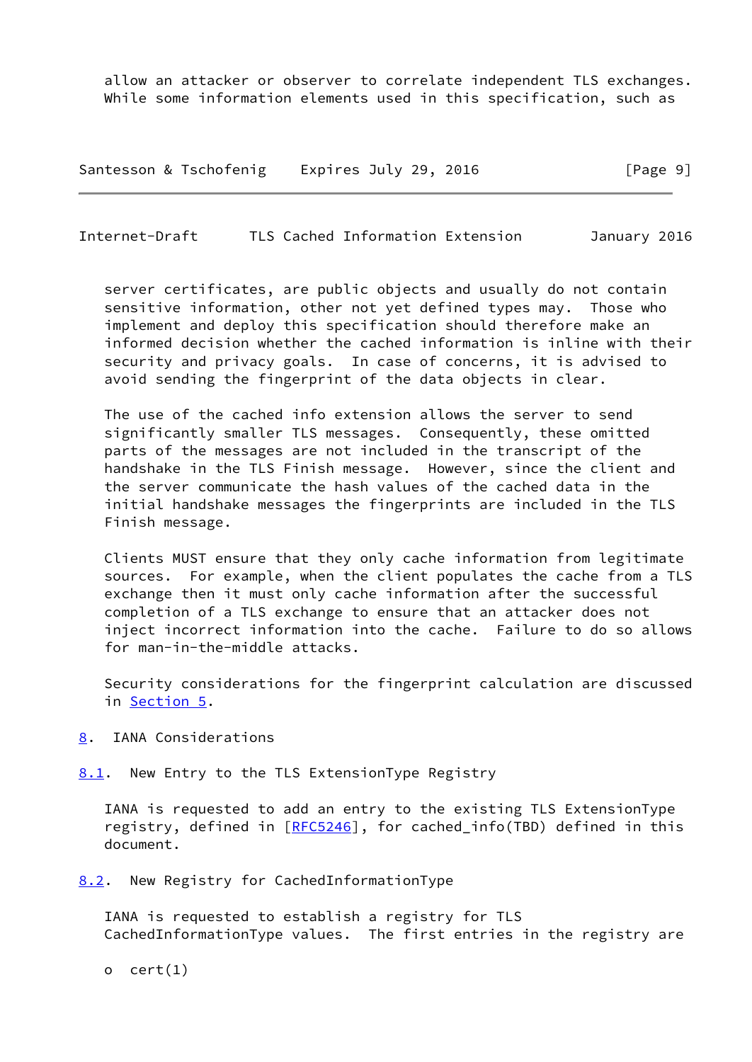allow an attacker or observer to correlate independent TLS exchanges. While some information elements used in this specification, such as server certificates, are public objects and usually do not contain sensitive information, other not yet defined types may. Those who implement and deploy this specification should therefore make an informed decision whether the cached information is inline with their security and privacy goals. In case of concerns, it is advised to avoid sending the fingerprint of the data objects in clear.

The use of the cached info extension allows the server to send significantly smaller TLS messages. Consequently, these omitted parts of the messages are not included in the transcript of the handshake in the TLS Finish message. However, since the client and the server communicate the hash values of the cached data in the initial handshake messages the fingerprints are included in the TLS Finish message.

Clients MUST ensure that they only cache information from legitimate sources. For example, when the client populates the cache from a TLS exchange then it must only cache information after the successful completion of a TLS exchange to ensure that an attacker does not inject incorrect information into the cache. Failure to do so allows for man-in-the-middle attacks.

Security considerations for the fingerprint calculation are discussed in Section 5.

## 8. IANA Considerations

### 8.1. New Entry to the TLS ExtensionType Registry

IANA is requested to add an entry to the existing TLS ExtensionType registry, defined in [RFC5246], for cached_info(TBD) defined in this document.

### 8.2. New Registry for CachedInformationType

IANA is requested to establish a registry for TLS CachedInformationType values. The first entries in the registry are

- cert(1)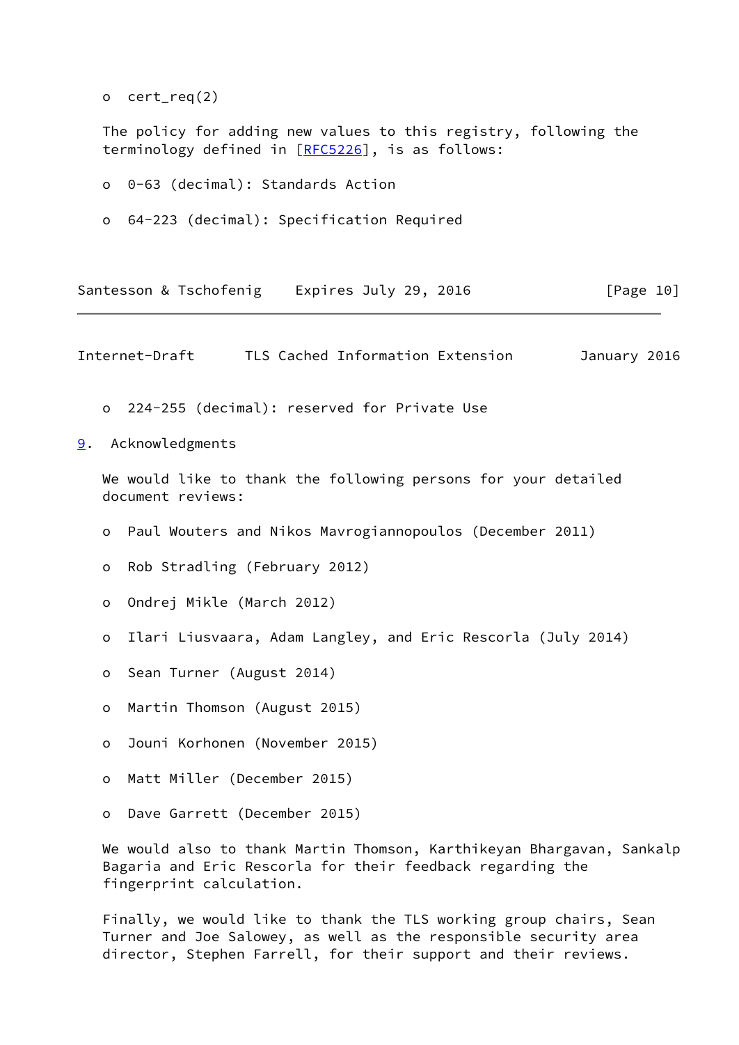- cert_req(2)

The policy for adding new values to this registry, following the terminology defined in [RFC5226], is as follows:

- 0-63 (decimal): Standards Action
- 64-223 (decimal): Specification Required
- 224-255 (decimal): reserved for Private Use

## 9. Acknowledgments

We would like to thank the following persons for your detailed document reviews:

- Paul Wouters and Nikos Mavrogiannopoulos (December 2011)
- Rob Stradling (February 2012)
- Ondrej Mikle (March 2012)
- Ilari Liusvaara, Adam Langley, and Eric Rescorla (July 2014)
- Sean Turner (August 2014)
- Martin Thomson (August 2015)
- Jouni Korhonen (November 2015)
- Matt Miller (December 2015)
- Dave Garrett (December 2015)

We would also to thank Martin Thomson, Karthikeyan Bhargavan, Sankalp Bagaria and Eric Rescorla for their feedback regarding the fingerprint calculation.

Finally, we would like to thank the TLS working group chairs, Sean Turner and Joe Salowey, as well as the responsible security area director, Stephen Farrell, for their support and their reviews.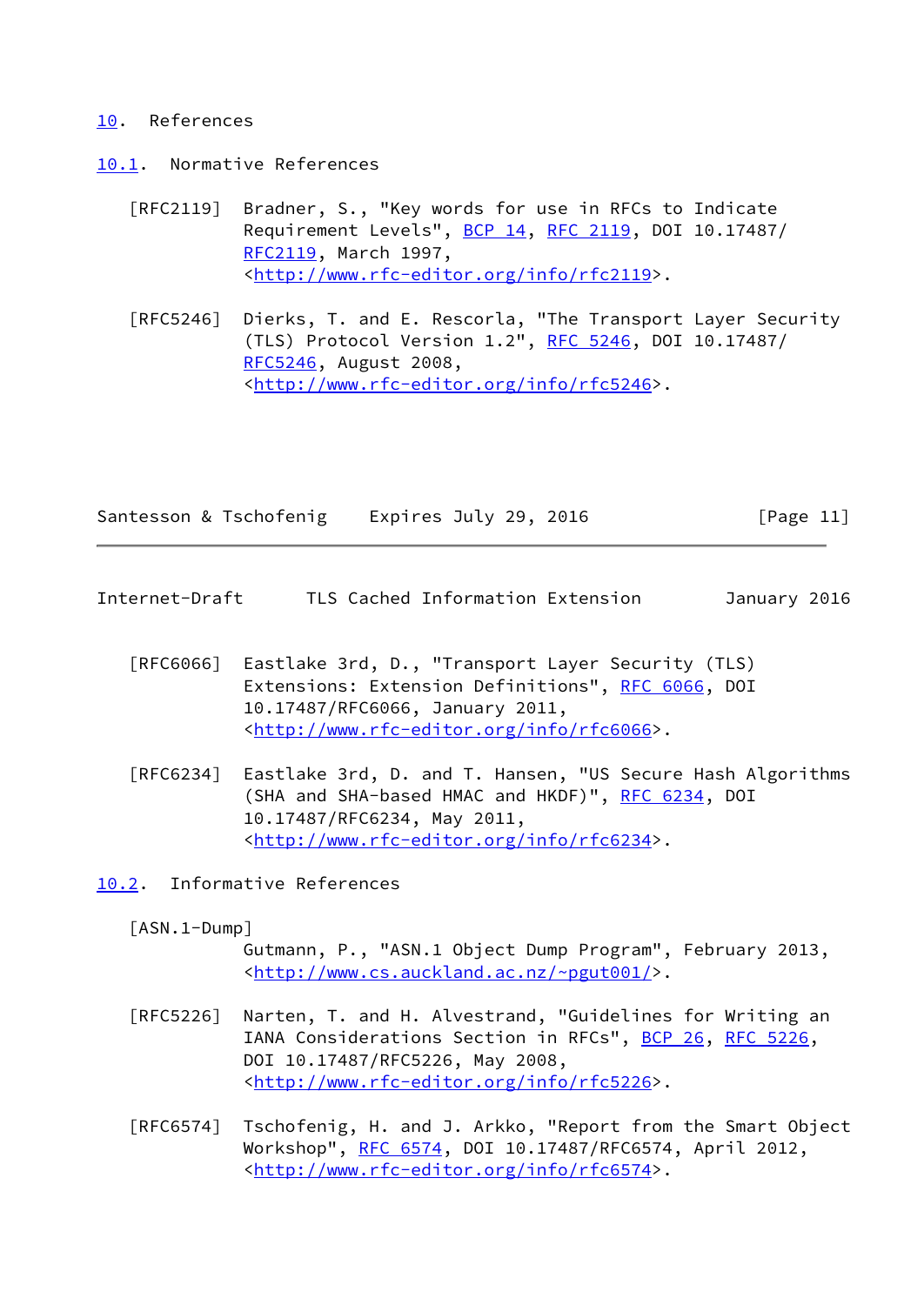# 10. References

## 10.1. Normative References

[RFC2119] Bradner, S., "Key words for use in RFCs to Indicate Requirement Levels", BCP 14, RFC 2119, DOI 10.17487/RFC2119, March 1997, <http://www.rfc-editor.org/info/rfc2119>.

[RFC5246] Dierks, T. and E. Rescorla, "The Transport Layer Security (TLS) Protocol Version 1.2", RFC 5246, DOI 10.17487/RFC5246, August 2008, <http://www.rfc-editor.org/info/rfc5246>.

[RFC6066] Eastlake 3rd, D., "Transport Layer Security (TLS) Extensions: Extension Definitions", RFC 6066, DOI 10.17487/RFC6066, January 2011, <http://www.rfc-editor.org/info/rfc6066>.

[RFC6234] Eastlake 3rd, D. and T. Hansen, "US Secure Hash Algorithms (SHA and SHA-based HMAC and HKDF)", RFC 6234, DOI 10.17487/RFC6234, May 2011, <http://www.rfc-editor.org/info/rfc6234>.

## 10.2. Informative References

[ASN.1-Dump] Gutmann, P., "ASN.1 Object Dump Program", February 2013, <http://www.cs.auckland.ac.nz/~pgut001/>.

[RFC5226] Narten, T. and H. Alvestrand, "Guidelines for Writing an IANA Considerations Section in RFCs", BCP 26, RFC 5226, DOI 10.17487/RFC5226, May 2008, <http://www.rfc-editor.org/info/rfc5226>.

[RFC6574] Tschofenig, H. and J. Arkko, "Report from the Smart Object Workshop", RFC 6574, DOI 10.17487/RFC6574, April 2012, <http://www.rfc-editor.org/info/rfc6574>.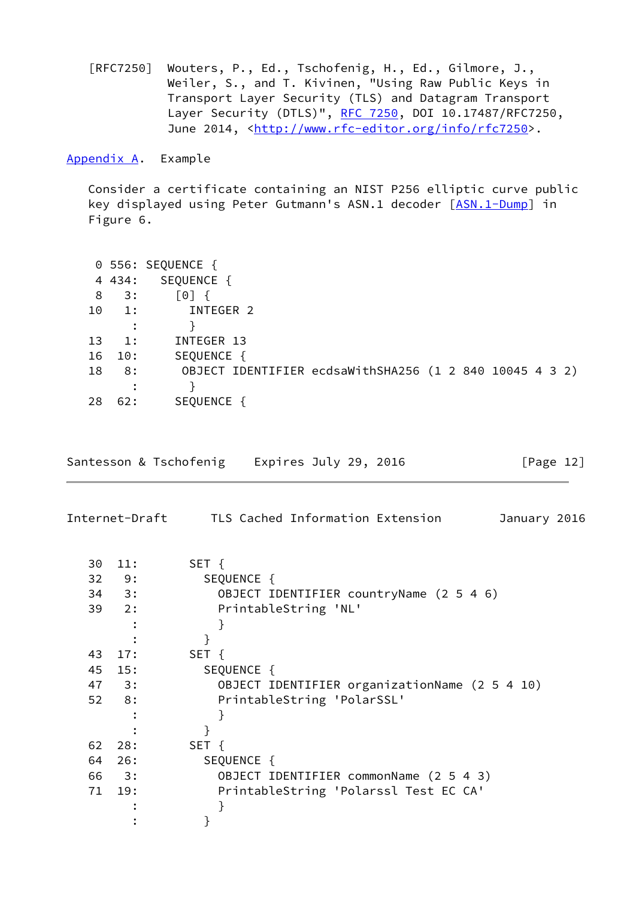[RFC7250] Wouters, P., Ed., Tschofenig, H., Ed., Gilmore, J., Weiler, S., and T. Kivinen, "Using Raw Public Keys in Transport Layer Security (TLS) and Datagram Transport Layer Security (DTLS)", RFC 7250, DOI 10.17487/RFC7250, June 2014, <http://www.rfc-editor.org/info/rfc7250>.

## Appendix A. Example

Consider a certificate containing an NIST P256 elliptic curve public key displayed using Peter Gutmann's ASN.1 decoder [ASN.1-Dump] in Figure 6.

```
  0 556: SEQUENCE {
  4 434:   SEQUENCE {
  8   3:     [0] {
 10   1:       INTEGER 2
       :       }
 13   1:     INTEGER 13
 16  10:     SEQUENCE {
 18   8:       OBJECT IDENTIFIER ecdsaWithSHA256 (1 2 840 10045 4 3 2)
       :       }
 28  62:     SEQUENCE {
 30  11:       SET {
 32   9:         SEQUENCE {
 34   3:           OBJECT IDENTIFIER countryName (2 5 4 6)
 39   2:           PrintableString 'NL'
       :           }
       :         }
 43  17:       SET {
 45  15:         SEQUENCE {
 47   3:           OBJECT IDENTIFIER organizationName (2 5 4 10)
 52   8:           PrintableString 'PolarSSL'
       :           }
       :         }
 62  28:       SET {
 64  26:         SEQUENCE {
 66   3:           OBJECT IDENTIFIER commonName (2 5 4 3)
 71  19:           PrintableString 'Polarssl Test EC CA'
       :           }
       :         }
```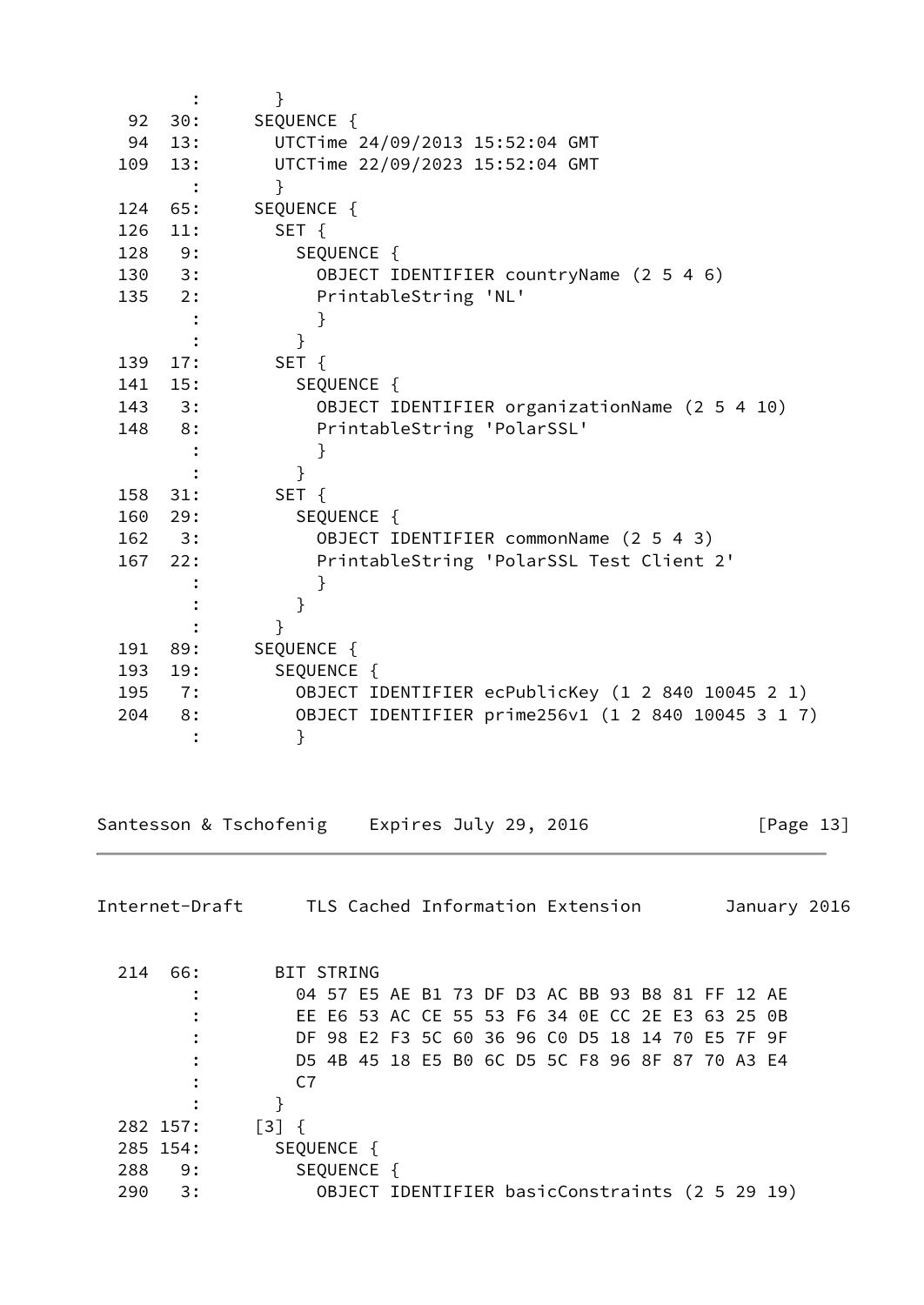```
          :       }
  92  30:     SEQUENCE {
  94  13:       UTCTime 24/09/2013 15:52:04 GMT
 109  13:       UTCTime 22/09/2023 15:52:04 GMT
       :       }
 124  65:     SEQUENCE {
 126  11:       SET {
 128   9:         SEQUENCE {
 130   3:           OBJECT IDENTIFIER countryName (2 5 4 6)
 135   2:           PrintableString 'NL'
       :           }
       :         }
 139  17:       SET {
 141  15:         SEQUENCE {
 143   3:           OBJECT IDENTIFIER organizationName (2 5 4 10)
 148   8:           PrintableString 'PolarSSL'
       :           }
       :         }
 158  31:       SET {
 160  29:         SEQUENCE {
 162   3:           OBJECT IDENTIFIER commonName (2 5 4 3)
 167  22:           PrintableString 'PolarSSL Test Client 2'
       :           }
       :         }
       :       }
 191  89:     SEQUENCE {
 193  19:       SEQUENCE {
 195   7:         OBJECT IDENTIFIER ecPublicKey (1 2 840 10045 2 1)
 204   8:         OBJECT IDENTIFIER prime256v1 (1 2 840 10045 3 1 7)
       :         }
```

```
 214  66:       BIT STRING
       :         04 57 E5 AE B1 73 DF D3 AC BB 93 B8 81 FF 12 AE
       :         EE E6 53 AC CE 55 53 F6 34 0E CC 2E E3 63 25 0B
       :         DF 98 E2 F3 5C 60 36 96 C0 D5 18 14 70 E5 7F 9F
       :         D5 4B 45 18 E5 B0 6C D5 5C F8 96 8F 87 70 A3 E4
       :         C7
       :       }
 282 157:     [3] {
 285 154:       SEQUENCE {
 288   9:         SEQUENCE {
 290   3:           OBJECT IDENTIFIER basicConstraints (2 5 29 19)
```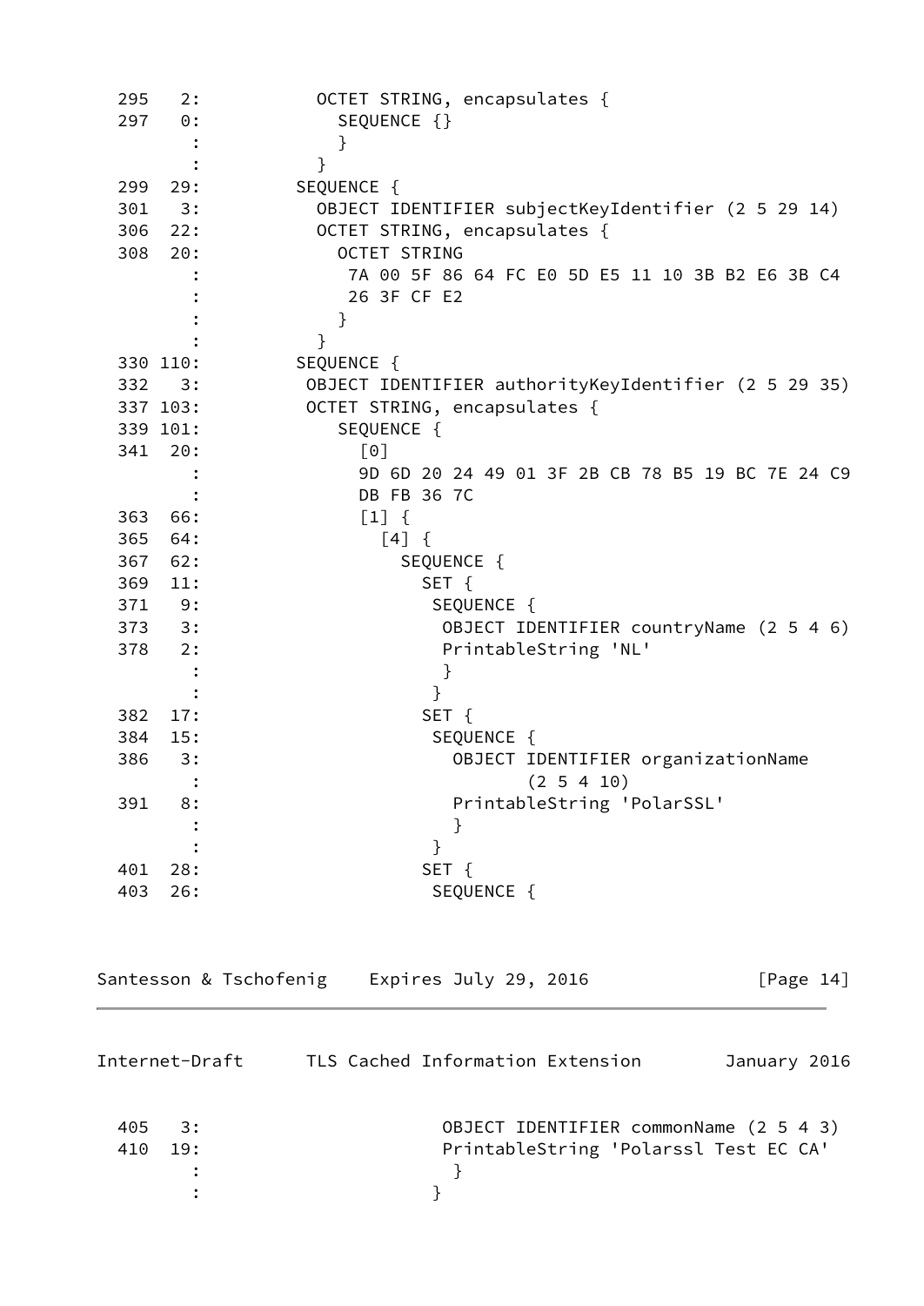```
 295   2:           OCTET STRING, encapsulates {
 297   0:             SEQUENCE {}
       :             }
       :           }
 299  29:         SEQUENCE {
 301   3:           OBJECT IDENTIFIER subjectKeyIdentifier (2 5 29 14)
 306  22:           OCTET STRING, encapsulates {
 308  20:             OCTET STRING
       :              7A 00 5F 86 64 FC E0 5D E5 11 10 3B B2 E6 3B C4
       :              26 3F CF E2
       :             }
       :           }
 330 110:         SEQUENCE {
 332   3:          OBJECT IDENTIFIER authorityKeyIdentifier (2 5 29 35)
 337 103:          OCTET STRING, encapsulates {
 339 101:             SEQUENCE {
 341  20:               [0]
       :               9D 6D 20 24 49 01 3F 2B CB 78 B5 19 BC 7E 24 C9
       :               DB FB 36 7C
 363  66:               [1] {
 365  64:                 [4] {
 367  62:                   SEQUENCE {
 369  11:                     SET {
 371   9:                      SEQUENCE {
 373   3:                       OBJECT IDENTIFIER countryName (2 5 4 6)
 378   2:                       PrintableString 'NL'
       :                       }
       :                      }
 382  17:                     SET {
 384  15:                      SEQUENCE {
 386   3:                        OBJECT IDENTIFIER organizationName
       :                               (2 5 4 10)
 391   8:                        PrintableString 'PolarSSL'
       :                        }
       :                      }
 401  28:                     SET {
 403  26:                      SEQUENCE {
```

```
 405   3:                       OBJECT IDENTIFIER commonName (2 5 4 3)
 410  19:                       PrintableString 'Polarssl Test EC CA'
       :                        }
       :                      }
```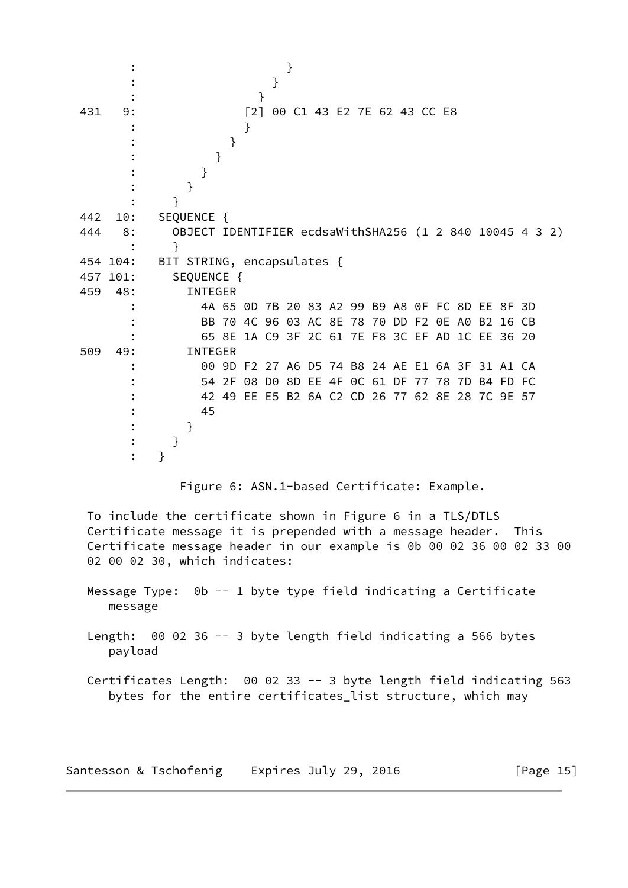```
       :                     }
       :                   }
       :                 }
 431   9:              [2] 00 C1 43 E2 7E 62 43 CC E8
       :               }
       :             }
       :           }
       :         }
       :       }
       :     }
 442  10:   SEQUENCE {
 444   8:     OBJECT IDENTIFIER ecdsaWithSHA256 (1 2 840 10045 4 3 2)
       :     }
 454 104:   BIT STRING, encapsulates {
 457 101:     SEQUENCE {
 459  48:       INTEGER
       :         4A 65 0D 7B 20 83 A2 99 B9 A8 0F FC 8D EE 8F 3D
       :         BB 70 4C 96 03 AC 8E 78 70 DD F2 0E A0 B2 16 CB
       :         65 8E 1A C9 3F 2C 61 7E F8 3C EF AD 1C EE 36 20
 509  49:       INTEGER
       :         00 9D F2 27 A6 D5 74 B8 24 AE E1 6A 3F 31 A1 CA
       :         54 2F 08 D0 8D EE 4F 0C 61 DF 77 78 7D B4 FD FC
       :         42 49 EE E5 B2 6A C2 CD 26 77 62 8E 28 7C 9E 57
       :         45
       :       }
       :     }
       :   }
```

Figure 6: ASN.1-based Certificate: Example.

To include the certificate shown in Figure 6 in a TLS/DTLS Certificate message it is prepended with a message header. This Certificate message header in our example is 0b 00 02 36 00 02 33 00 02 00 02 30, which indicates:

Message Type: 0b -- 1 byte type field indicating a Certificate message

Length: 00 02 36 -- 3 byte length field indicating a 566 bytes payload

Certificates Length: 00 02 33 -- 3 byte length field indicating 563 bytes for the entire certificates_list structure, which may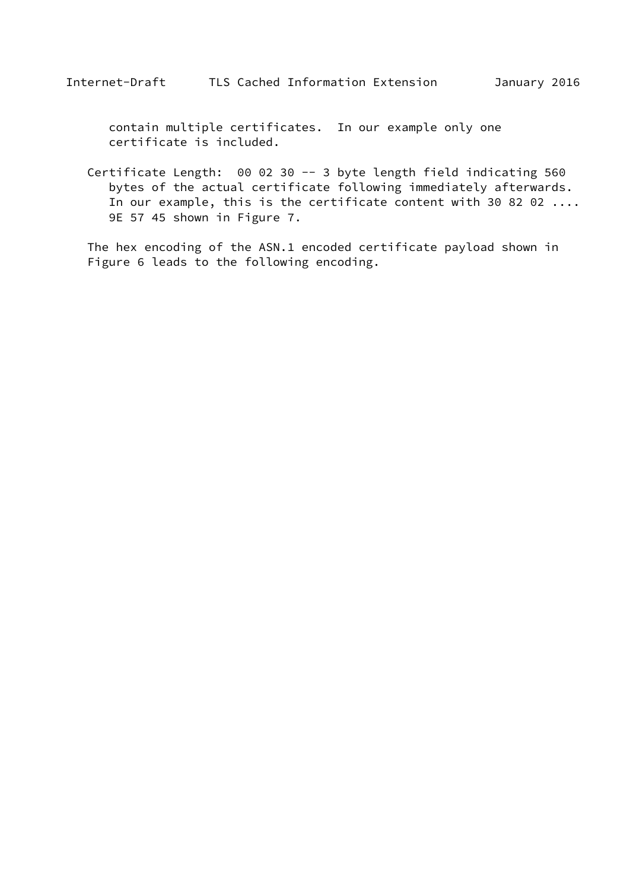contain multiple certificates.  In our example only one
certificate is included.

Certificate Length:  00 02 30 -- 3 byte length field indicating 560
bytes of the actual certificate following immediately afterwards.
In our example, this is the certificate content with 30 82 02 ....
9E 57 45 shown in Figure 7.

The hex encoding of the ASN.1 encoded certificate payload shown in
Figure 6 leads to the following encoding.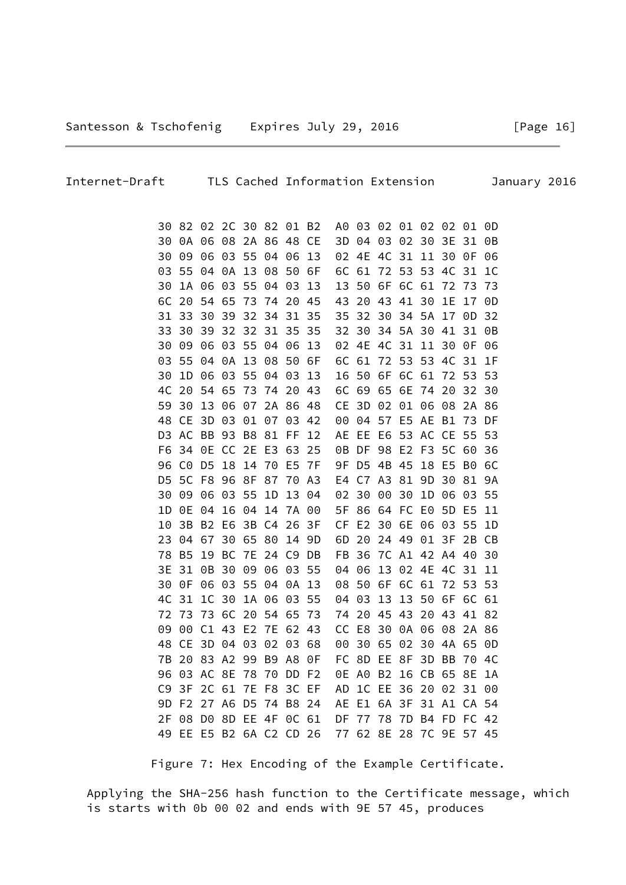```
30 82 02 2C 30 82 01 B2  A0 03 02 01 02 02 01 0D
30 0A 06 08 2A 86 48 CE  3D 04 03 02 30 3E 31 0B
30 09 06 03 55 04 06 13  02 4E 4C 31 11 30 0F 06
03 55 04 0A 13 08 50 6F  6C 61 72 53 53 4C 31 1C
30 1A 06 03 55 04 03 13  13 50 6F 6C 61 72 73 73
6C 20 54 65 73 74 20 45  43 20 43 41 30 1E 17 0D
31 33 30 39 32 34 31 35  35 32 30 34 5A 17 0D 32
33 30 39 32 32 31 35 35  32 30 34 5A 30 41 31 0B
30 09 06 03 55 04 06 13  02 4E 4C 31 11 30 0F 06
03 55 04 0A 13 08 50 6F  6C 61 72 53 53 4C 31 1F
30 1D 06 03 55 04 03 13  16 50 6F 6C 61 72 53 53
4C 20 54 65 73 74 20 43  6C 69 65 6E 74 20 32 30
59 30 13 06 07 2A 86 48  CE 3D 02 01 06 08 2A 86
48 CE 3D 03 01 07 03 42  00 04 57 E5 AE B1 73 DF
D3 AC BB 93 B8 81 FF 12  AE EE E6 53 AC CE 55 53
F6 34 0E CC 2E E3 63 25  0B DF 98 E2 F3 5C 60 36
96 C0 D5 18 14 70 E5 7F  9F D5 4B 45 18 E5 B0 6C
D5 5C F8 96 8F 87 70 A3  E4 C7 A3 81 9D 30 81 9A
30 09 06 03 55 1D 13 04  02 30 00 30 1D 06 03 55
1D 0E 04 16 04 14 7A 00  5F 86 64 FC E0 5D E5 11
10 3B B2 E6 3B C4 26 3F  CF E2 30 6E 06 03 55 1D
23 04 67 30 65 80 14 9D  6D 20 24 49 01 3F 2B CB
78 B5 19 BC 7E 24 C9 DB  FB 36 7C A1 42 A4 40 30
3E 31 0B 30 09 06 03 55  04 06 13 02 4E 4C 31 11
30 0F 06 03 55 04 0A 13  08 50 6F 6C 61 72 53 53
4C 31 1C 30 1A 06 03 55  04 03 13 13 50 6F 6C 61
72 73 73 6C 20 54 65 73  74 20 45 43 20 43 41 82
09 00 C1 43 E2 7E 62 43  CC E8 30 0A 06 08 2A 86
48 CE 3D 04 03 02 03 68  00 30 65 02 30 4A 65 0D
7B 20 83 A2 99 B9 A8 0F  FC 8D EE 8F 3D BB 70 4C
96 03 AC 8E 78 70 DD F2  0E A0 B2 16 CB 65 8E 1A
C9 3F 2C 61 7E F8 3C EF  AD 1C EE 36 20 02 31 00
9D F2 27 A6 D5 74 B8 24  AE E1 6A 3F 31 A1 CA 54
2F 08 D0 8D EE 4F 0C 61  DF 77 78 7D B4 FD FC 42
49 EE E5 B2 6A C2 CD 26  77 62 8E 28 7C 9E 57 45
```

Figure 7: Hex Encoding of the Example Certificate.

Applying the SHA-256 hash function to the Certificate message, which is starts with 0b 00 02 and ends with 9E 57 45, produces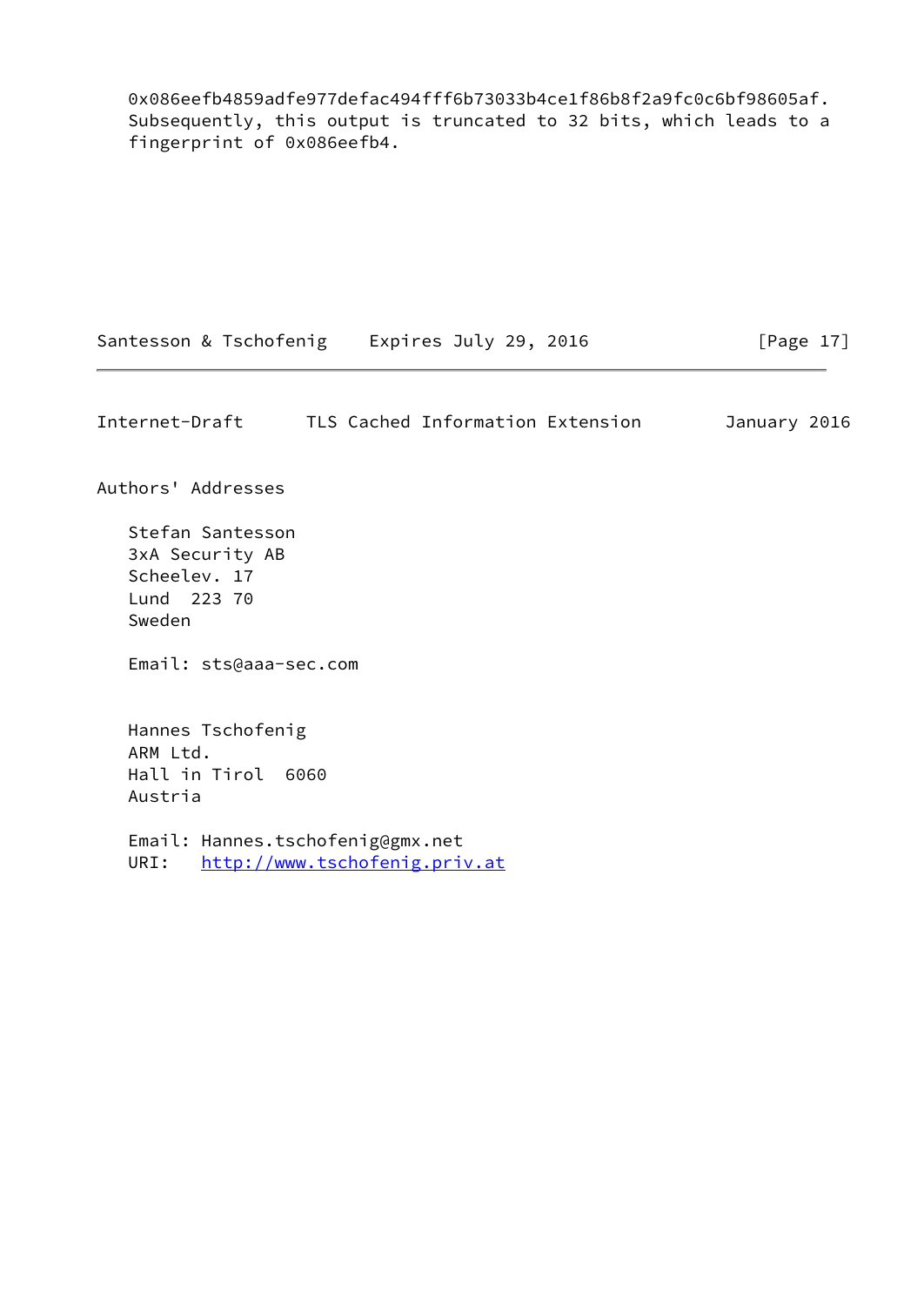0x086eefb4859adfe977defac494fff6b73033b4ce1f86b8f2a9fc0c6bf98605af.
Subsequently, this output is truncated to 32 bits, which leads to a fingerprint of 0x086eefb4.

## Authors' Addresses

Stefan Santesson
3xA Security AB
Scheelev. 17
Lund  223 70
Sweden

Email: sts@aaa-sec.com

Hannes Tschofenig
ARM Ltd.
Hall in Tirol  6060
Austria

Email: Hannes.tschofenig@gmx.net
URI:   http://www.tschofenig.priv.at